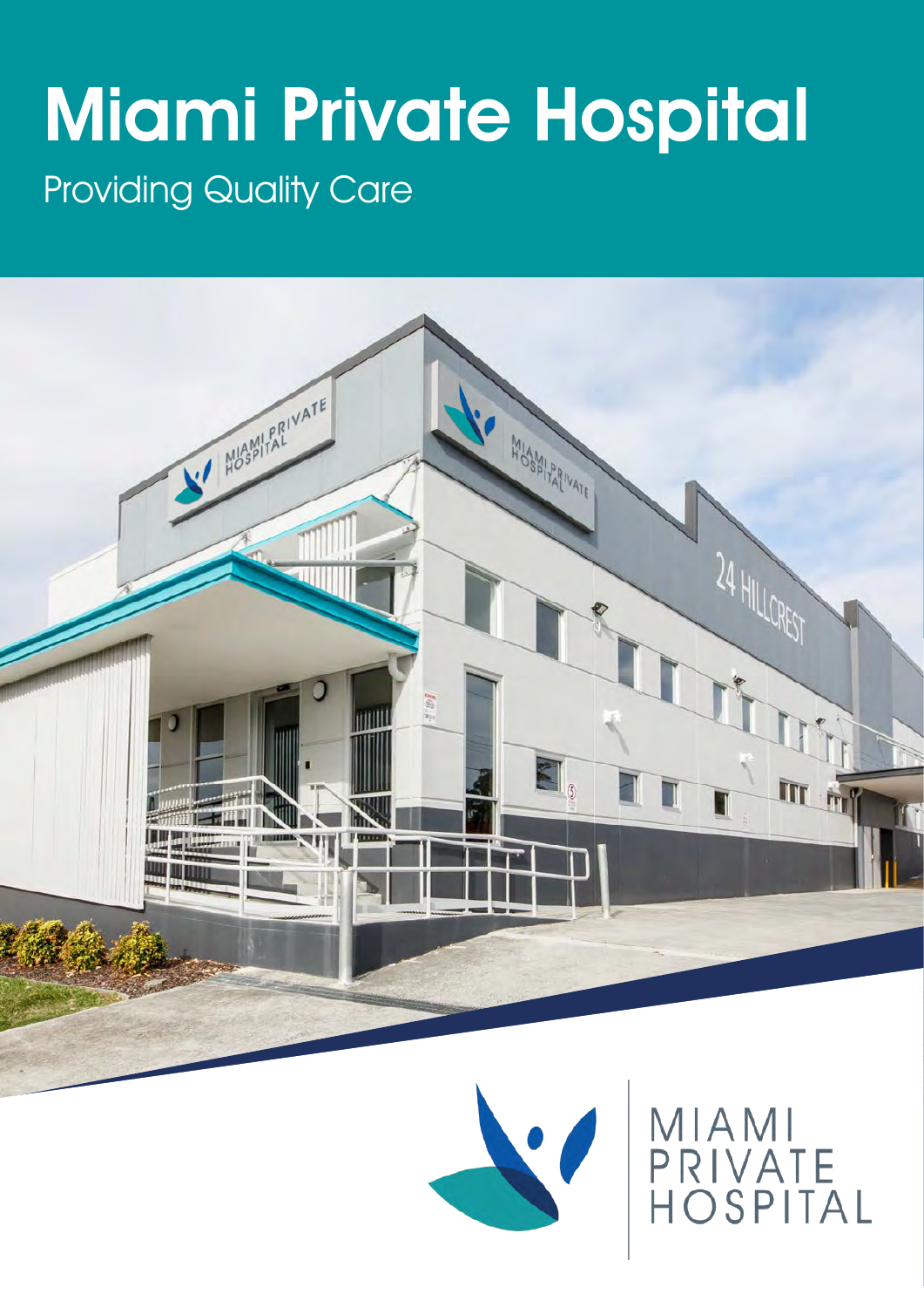# Miami Private Hospital

Providing Quality Care

MIAMI PRIVATE HOSPITAL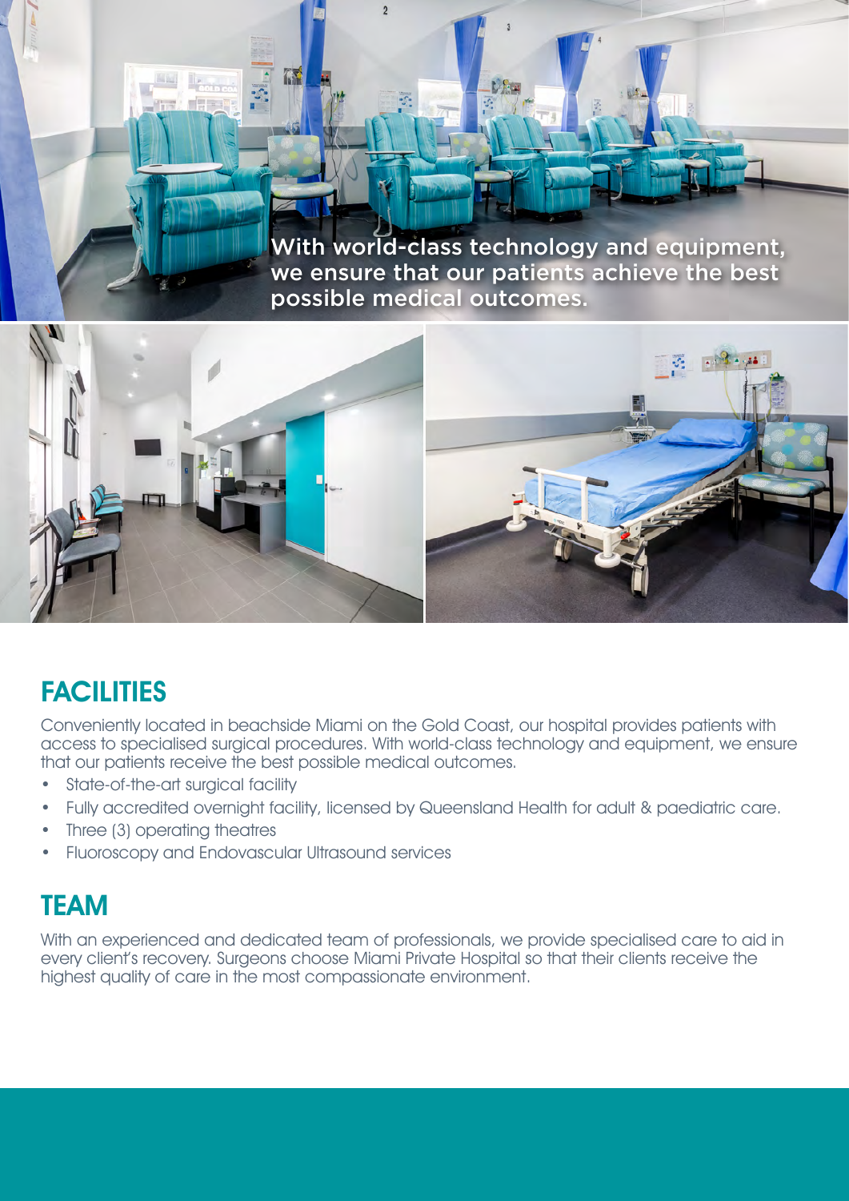With world-class technology and equipment, we ensure that our patients achieve the best possible medical outcomes.

## FACILITIES

Conveniently located in beachside Miami on the Gold Coast, our hospital provides patients with access to specialised surgical procedures. With world-class technology and equipment, we ensure that our patients receive the best possible medical outcomes.

- State-of-the-art surgical facility
- Fully accredited overnight facility, licensed by Queensland Health for adult & paediatric care.
- Three (3) operating theatres
- Fluoroscopy and Endovascular Ultrasound services

## TEAM

With an experienced and dedicated team of professionals, we provide specialised care to aid in every client's recovery. Surgeons choose Miami Private Hospital so that their clients receive the highest quality of care in the most compassionate environment.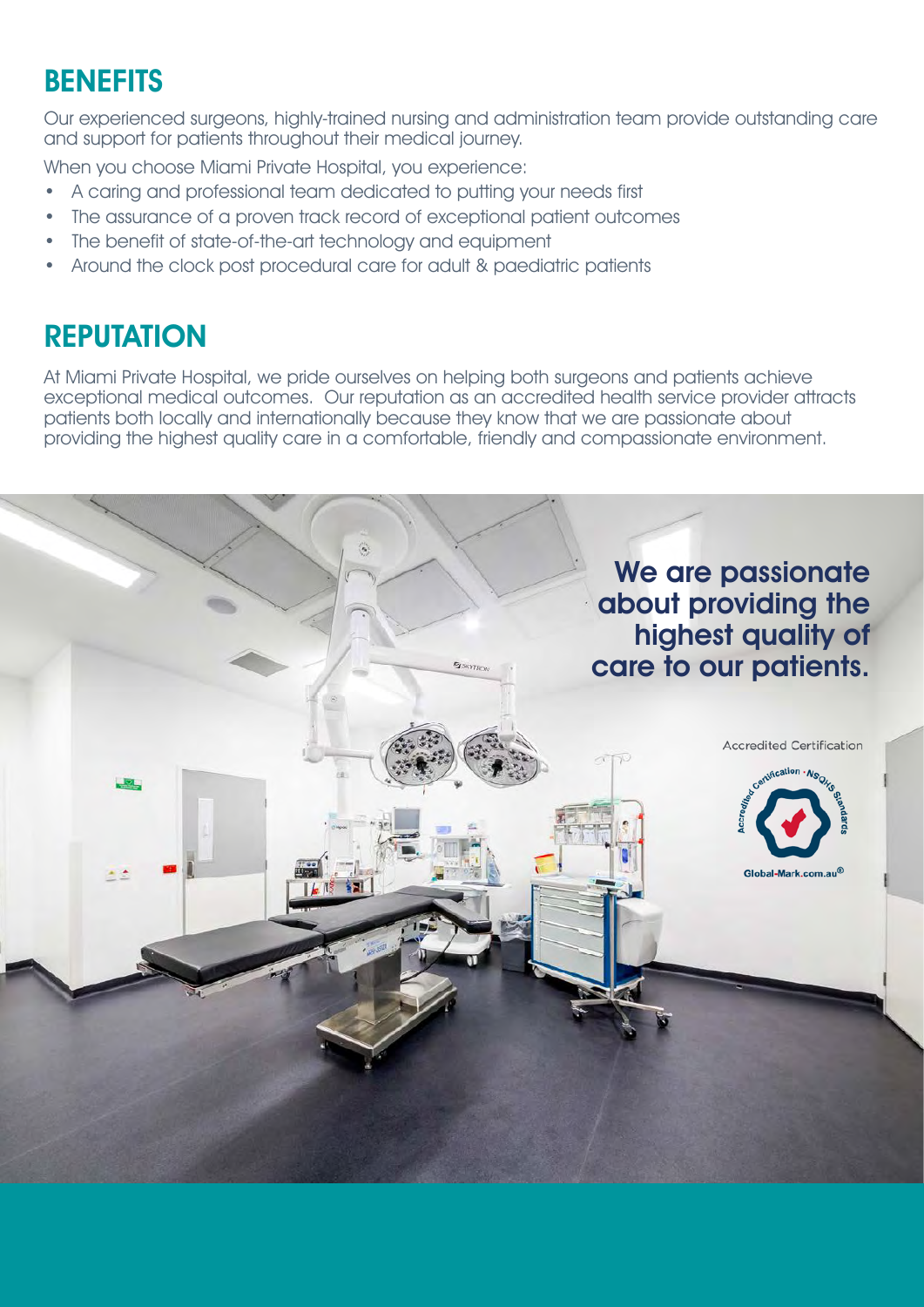## BENEFITS

Our experienced surgeons, highly-trained nursing and administration team provide outstanding care and support for patients throughout their medical journey.

When you choose Miami Private Hospital, you experience:

- A caring and professional team dedicated to putting your needs first
- The assurance of a proven track record of exceptional patient outcomes
- The benefit of state-of-the-art technology and equipment
- Around the clock post procedural care for adult & paediatric patients

## REPUTATION

At Miami Private Hospital, we pride ourselves on helping both surgeons and patients achieve exceptional medical outcomes. Our reputation as an accredited health service provider attracts patients both locally and internationally because they know that we are passionate about providing the highest quality care in a comfortable, friendly and compassionate environment.

**We are passionate about providing the highest quality of care to our patients.**

Accredited Certification

Accredited Certification · NSQHS Standards

Global-Mark.com.au®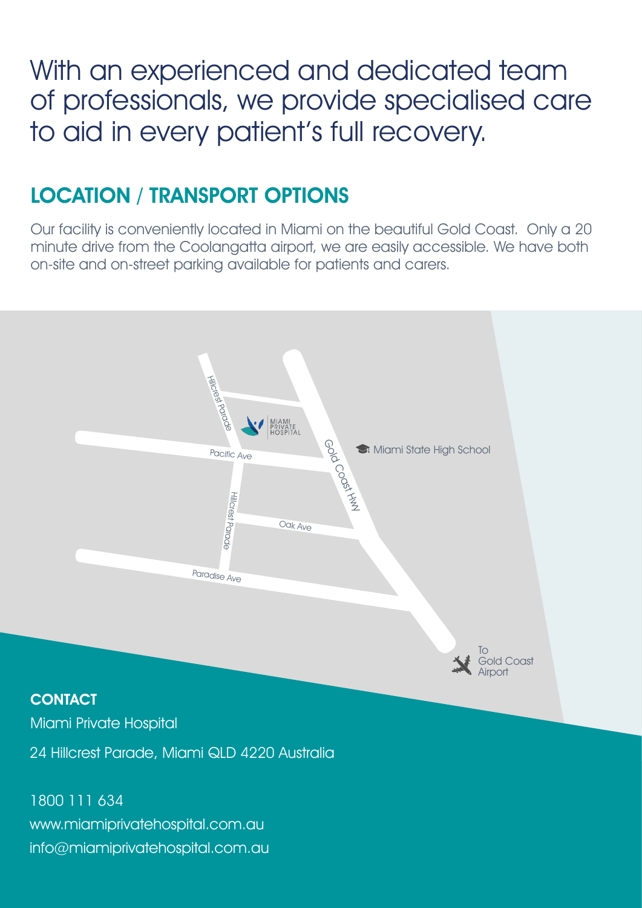With an experienced and dedicated team of professionals, we provide specialised care to aid in every patient's full recovery.

## LOCATION / TRANSPORT OPTIONS

Our facility is conveniently located in Miami on the beautiful Gold Coast. Only a 20 minute drive from the Coolangatta airport, we are easily accessible. We have both on-site and on-street parking available for patients and carers.

Hillcrest Parade
MIAMI PRIVATE HOSPITAL
Pacific Ave
Gold Coast Hwy
Miami State High School
Hillcrest Parade
Oak Ave
Paradise Ave
To Gold Coast Airport

**CONTACT**

Miami Private Hospital

24 Hillcrest Parade, Miami QLD 4220 Australia

1800 111 634
www.miamiprivatehospital.com.au
info@miamiprivatehospital.com.au